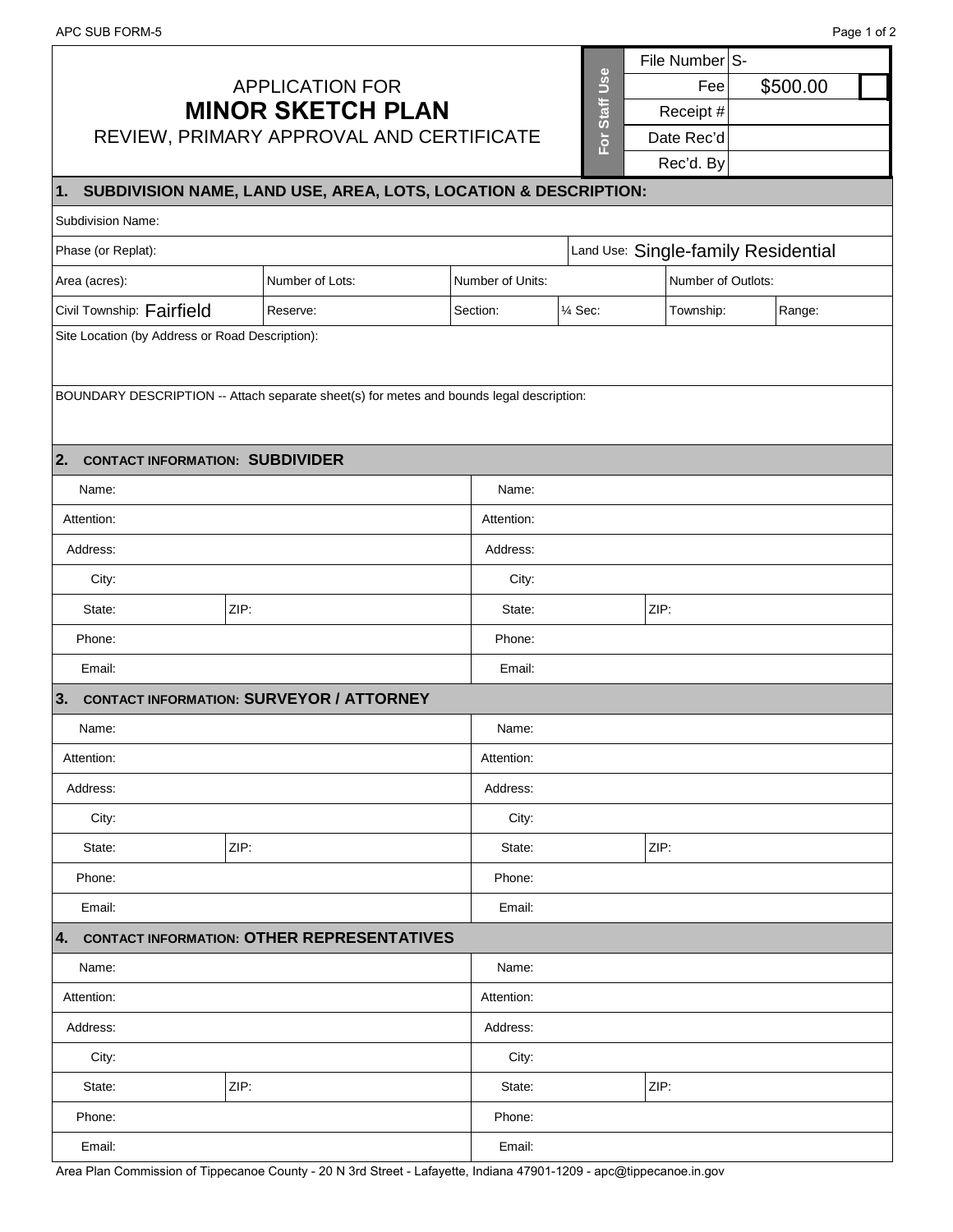APC SUB FORM-5

# APPLICATION FOR
# MINOR SKETCH PLAN
## REVIEW, PRIMARY APPROVAL AND CERTIFICATE

| For Staff Use | |
|---|---|
| File Number | S- |
| Fee | $500.00 |
| Receipt # | |
| Date Rec'd | |
| Rec'd. By | |

## 1. SUBDIVISION NAME, LAND USE, AREA, LOTS, LOCATION & DESCRIPTION:

| | | | | | |
|---|---|---|---|---|---|
| Subdivision Name: | | | | | |
| Phase (or Replat): | | | Land Use: Single-family Residential | | |
| Area (acres): | Number of Lots: | Number of Units: | | Number of Outlots: | |
| Civil Township: Fairfield | Reserve: | Section: | ¼ Sec: | Township: | Range: |

Site Location (by Address or Road Description):

BOUNDARY DESCRIPTION -- Attach separate sheet(s) for metes and bounds legal description:

## 2. CONTACT INFORMATION: SUBDIVIDER

| | | | |
|---|---|---|---|
| Name: | | Name: | |
| Attention: | | Attention: | |
| Address: | | Address: | |
| City: | | City: | |
| State: | ZIP: | State: | ZIP: |
| Phone: | | Phone: | |
| Email: | | Email: | |

## 3. CONTACT INFORMATION: SURVEYOR / ATTORNEY

| | | | |
|---|---|---|---|
| Name: | | Name: | |
| Attention: | | Attention: | |
| Address: | | Address: | |
| City: | | City: | |
| State: | ZIP: | State: | ZIP: |
| Phone: | | Phone: | |
| Email: | | Email: | |

## 4. CONTACT INFORMATION: OTHER REPRESENTATIVES

| | | | |
|---|---|---|---|
| Name: | | Name: | |
| Attention: | | Attention: | |
| Address: | | Address: | |
| City: | | City: | |
| State: | ZIP: | State: | ZIP: |
| Phone: | | Phone: | |
| Email: | | Email: | |

Area Plan Commission of Tippecanoe County - 20 N 3rd Street - Lafayette, Indiana 47901-1209 - apc@tippecanoe.in.gov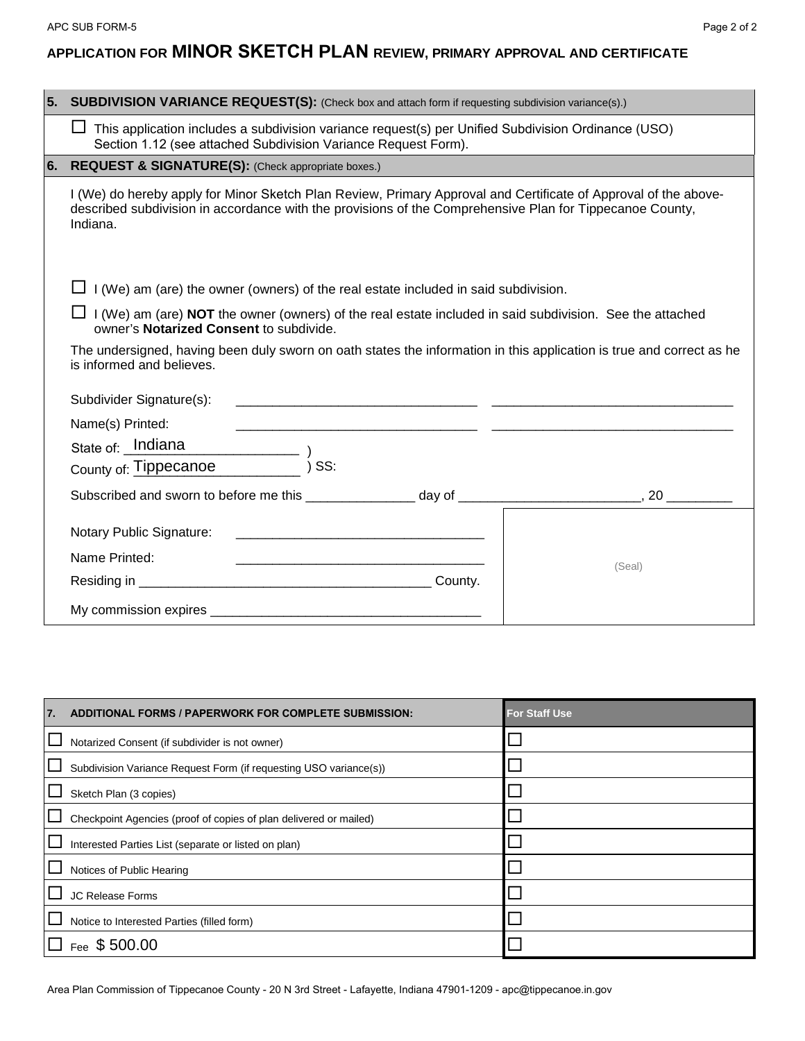## APPLICATION FOR MINOR SKETCH PLAN REVIEW, PRIMARY APPROVAL AND CERTIFICATE

### 5. SUBDIVISION VARIANCE REQUEST(S): (Check box and attach form if requesting subdivision variance(s).)

☐ This application includes a subdivision variance request(s) per Unified Subdivision Ordinance (USO) Section 1.12 (see attached Subdivision Variance Request Form).

### 6. REQUEST & SIGNATURE(S): (Check appropriate boxes.)

I (We) do hereby apply for Minor Sketch Plan Review, Primary Approval and Certificate of Approval of the above-described subdivision in accordance with the provisions of the Comprehensive Plan for Tippecanoe County, Indiana.

☐ I (We) am (are) the owner (owners) of the real estate included in said subdivision.

☐ I (We) am (are) **NOT** the owner (owners) of the real estate included in said subdivision. See the attached owner's **Notarized Consent** to subdivide.

The undersigned, having been duly sworn on oath states the information in this application is true and correct as he is informed and believes.

Subdivider Signature(s): ______________________________ ______________________________

Name(s) Printed: ______________________________ ______________________________

State of: Indiana )
County of: Tippecanoe ) SS:

Subscribed and sworn to before me this ______________ day of ________________________, 20 ________

Notary Public Signature: ______________________________

Name Printed: ______________________________

Residing in ______________________________ County.

My commission expires ______________________________

(Seal)

| 7. ADDITIONAL FORMS / PAPERWORK FOR COMPLETE SUBMISSION: | For Staff Use |
|---|---|
| ☐ Notarized Consent (if subdivider is not owner) | ☐ |
| ☐ Subdivision Variance Request Form (if requesting USO variance(s)) | ☐ |
| ☐ Sketch Plan (3 copies) | ☐ |
| ☐ Checkpoint Agencies (proof of copies of plan delivered or mailed) | ☐ |
| ☐ Interested Parties List (separate or listed on plan) | ☐ |
| ☐ Notices of Public Hearing | ☐ |
| ☐ JC Release Forms | ☐ |
| ☐ Notice to Interested Parties (filled form) | ☐ |
| ☐ Fee $ 500.00 | ☐ |

Area Plan Commission of Tippecanoe County - 20 N 3rd Street - Lafayette, Indiana 47901-1209 - apc@tippecanoe.in.gov